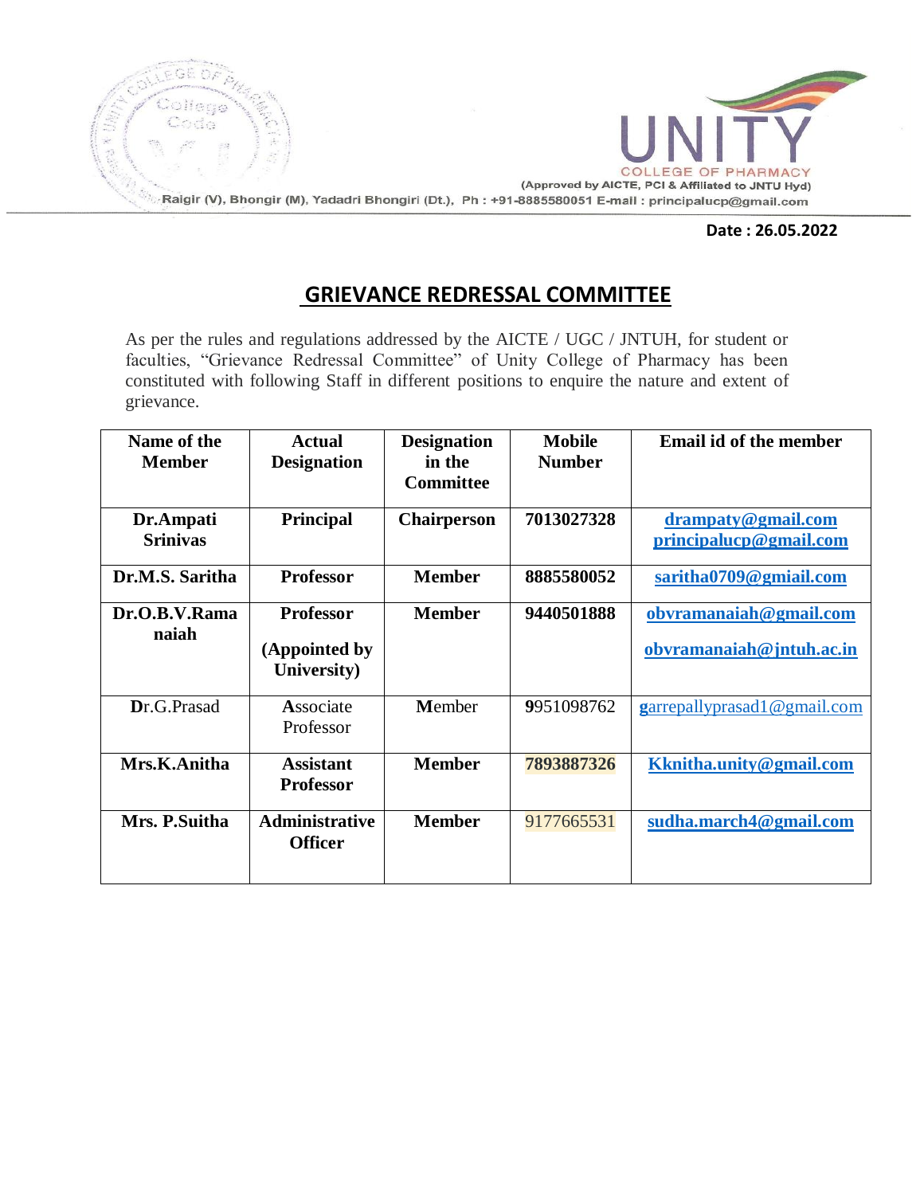UNITY COLLEGE OF PHARMACY

(Approved by AICTE, PCI & Affiliated to JNTU Hyd)

Raigir (V), Bhongir (M), Yadadri Bhongiri (Dt.), Ph : +91-8885580051 E-mail : principalucp@gmail.com

**Date : 26.05.2022**

## GRIEVANCE REDRESSAL COMMITTEE

As per the rules and regulations addressed by the AICTE / UGC / JNTUH, for student or faculties, "Grievance Redressal Committee" of Unity College of Pharmacy has been constituted with following Staff in different positions to enquire the nature and extent of grievance.

| Name of the Member | Actual Designation | Designation in the Committee | Mobile Number | Email id of the member |
|---|---|---|---|---|
| **Dr.Ampati Srinivas** | **Principal** | **Chairperson** | **7013027328** | **drampaty@gmail.com** **principalucp@gmail.com** |
| **Dr.M.S. Saritha** | **Professor** | **Member** | **8885580052** | **saritha0709@gmiail.com** |
| **Dr.O.B.V.Rama naiah** | **Professor (Appointed by University)** | **Member** | **9440501888** | **obvramanaiah@gmail.com** **obvramanaiah@jntuh.ac.in** |
| Dr.G.Prasad | Associate Professor | Member | 9951098762 | garrepallyprasad1@gmail.com |
| **Mrs.K.Anitha** | **Assistant Professor** | **Member** | **7893887326** | **Kknitha.unity@gmail.com** |
| **Mrs. P.Suitha** | **Administrative Officer** | **Member** | 9177665531 | **sudha.march4@gmail.com** |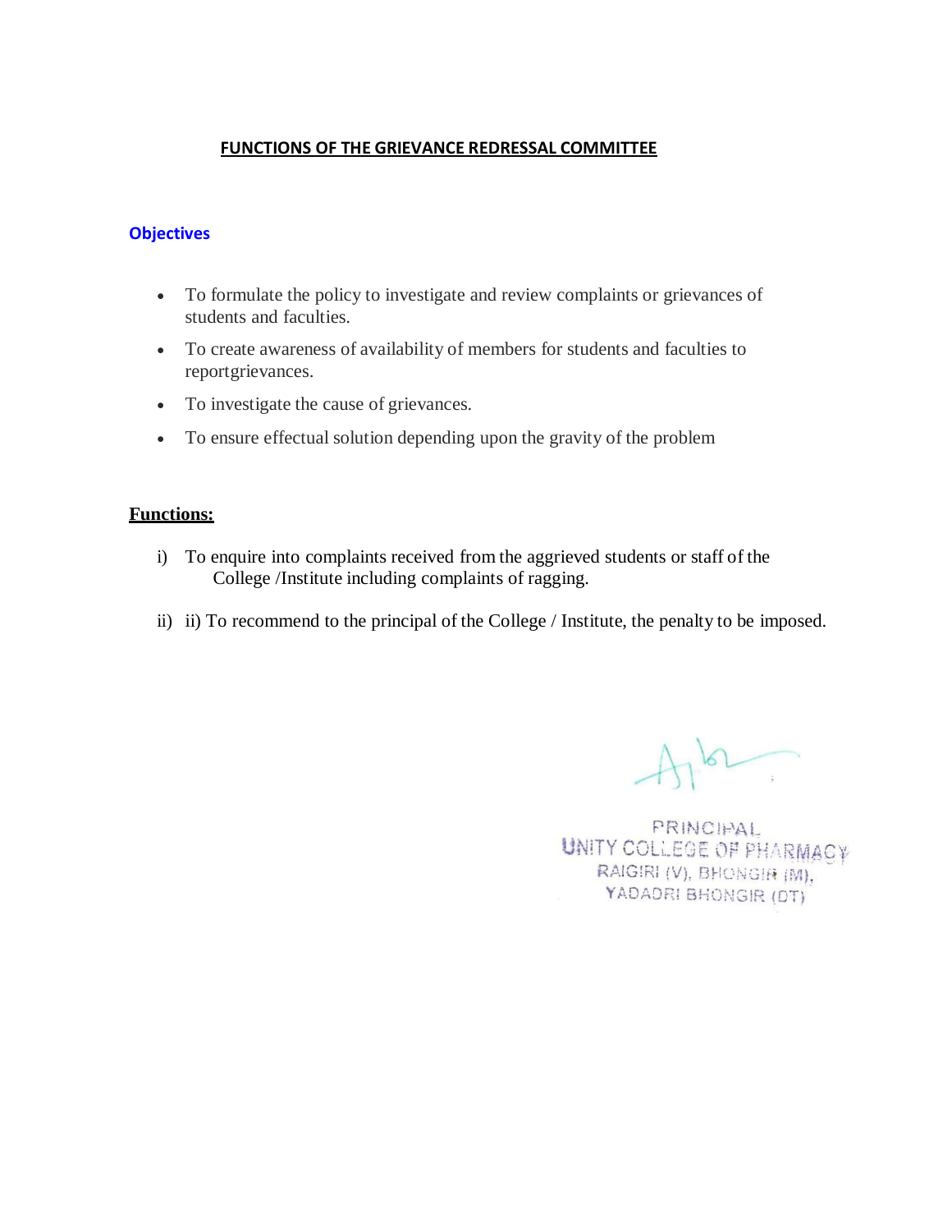## FUNCTIONS OF THE GRIEVANCE REDRESSAL COMMITTEE

### Objectives

- To formulate the policy to investigate and review complaints or grievances of students and faculties.
- To create awareness of availability of members for students and faculties to reportgrievances.
- To investigate the cause of grievances.
- To ensure effectual solution depending upon the gravity of the problem

**Functions:**

i) To enquire into complaints received from the aggrieved students or staff of the College /Institute including complaints of ragging.

ii) ii) To recommend to the principal of the College / Institute, the penalty to be imposed.

PRINCIPAL
UNITY COLLEGE OF PHARMACY
RAIGIRI (V), BHONGIR (M),
YADADRI BHONGIR (DT)